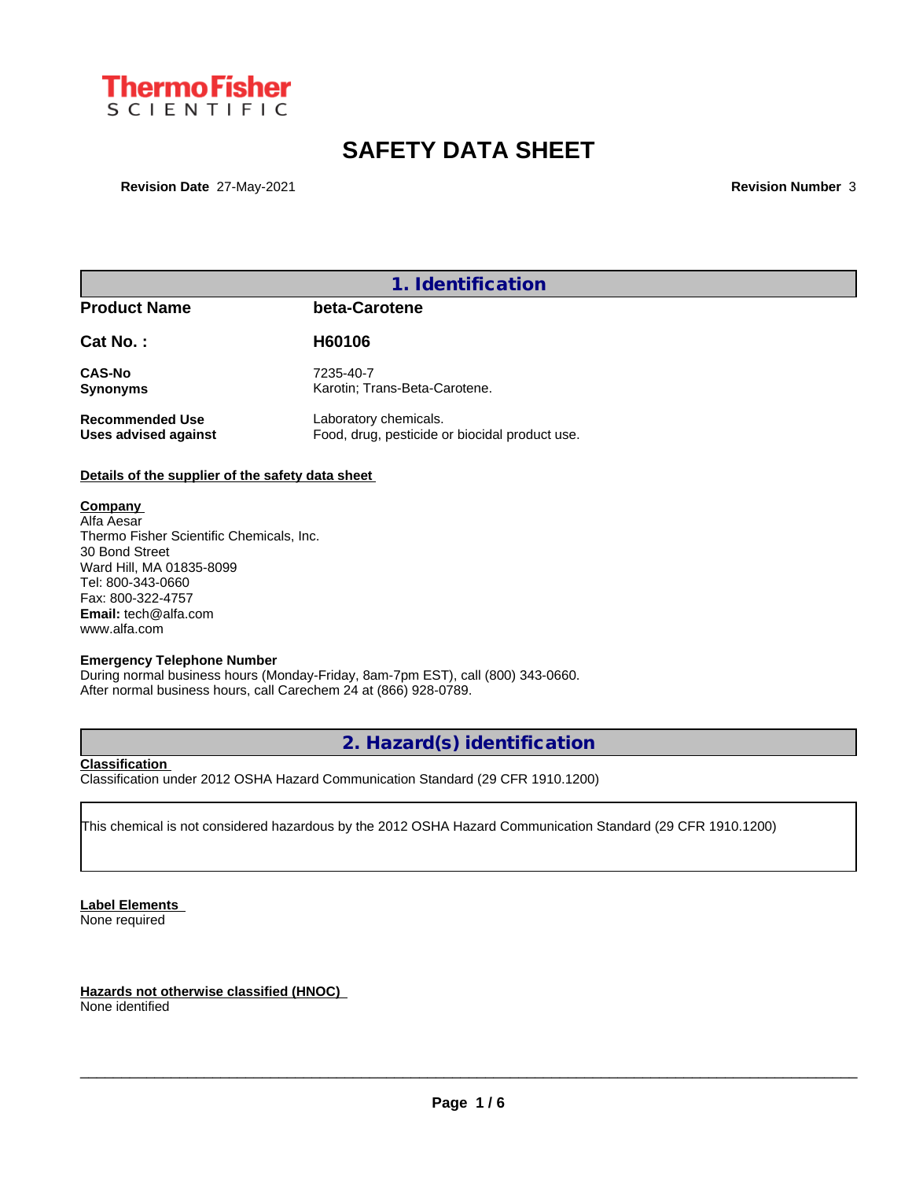ThermoFisher SCIENTIFIC

# SAFETY DATA SHEET

**Revision Date** 27-May-2021 **Revision Number** 3

## 1. Identification

| | |
|---|---|
| **Product Name** | **beta-Carotene** |
| **Cat No. :** | **H60106** |
| **CAS-No** | 7235-40-7 |
| **Synonyms** | Karotin; Trans-Beta-Carotene. |
| **Recommended Use** | Laboratory chemicals. |
| **Uses advised against** | Food, drug, pesticide or biocidal product use. |

**Details of the supplier of the safety data sheet**

**Company**
Alfa Aesar
Thermo Fisher Scientific Chemicals, Inc.
30 Bond Street
Ward Hill, MA 01835-8099
Tel: 800-343-0660
Fax: 800-322-4757
**Email:** tech@alfa.com
www.alfa.com

**Emergency Telephone Number**
During normal business hours (Monday-Friday, 8am-7pm EST), call (800) 343-0660.
After normal business hours, call Carechem 24 at (866) 928-0789.

## 2. Hazard(s) identification

**Classification**
Classification under 2012 OSHA Hazard Communication Standard (29 CFR 1910.1200)

This chemical is not considered hazardous by the 2012 OSHA Hazard Communication Standard (29 CFR 1910.1200)

**Label Elements**
None required

**Hazards not otherwise classified (HNOC)**
None identified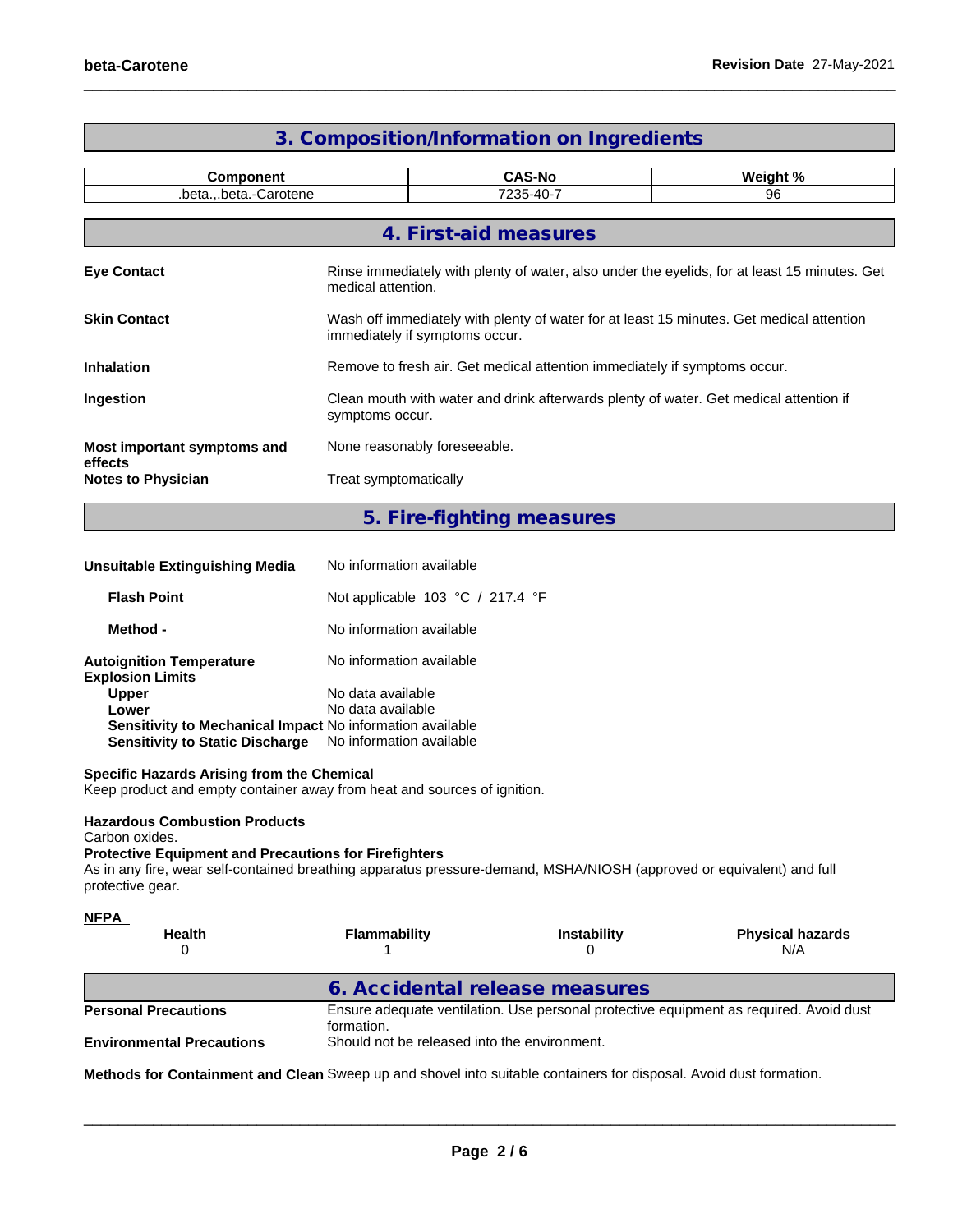## 3. Composition/Information on Ingredients

| Component | CAS-No | Weight % |
|---|---|---|
| .beta.,.beta.-Carotene | 7235-40-7 | 96 |

## 4. First-aid measures

**Eye Contact** Rinse immediately with plenty of water, also under the eyelids, for at least 15 minutes. Get medical attention.

**Skin Contact** Wash off immediately with plenty of water for at least 15 minutes. Get medical attention immediately if symptoms occur.

**Inhalation** Remove to fresh air. Get medical attention immediately if symptoms occur.

**Ingestion** Clean mouth with water and drink afterwards plenty of water. Get medical attention if symptoms occur.

**Most important symptoms and effects** None reasonably foreseeable.

**Notes to Physician** Treat symptomatically

## 5. Fire-fighting measures

**Unsuitable Extinguishing Media** No information available

**Flash Point** Not applicable 103 °C / 217.4 °F

**Method -** No information available

**Autoignition Temperature** No information available

**Explosion Limits**

**Upper** No data available

**Lower** No data available

**Sensitivity to Mechanical Impact** No information available

**Sensitivity to Static Discharge** No information available

**Specific Hazards Arising from the Chemical**

Keep product and empty container away from heat and sources of ignition.

**Hazardous Combustion Products**

Carbon oxides.

**Protective Equipment and Precautions for Firefighters**

As in any fire, wear self-contained breathing apparatus pressure-demand, MSHA/NIOSH (approved or equivalent) and full protective gear.

**NFPA**

| Health | Flammability | Instability | Physical hazards |
|---|---|---|---|
| 0 | 1 | 0 | N/A |

## 6. Accidental release measures

**Personal Precautions** Ensure adequate ventilation. Use personal protective equipment as required. Avoid dust formation.

**Environmental Precautions** Should not be released into the environment.

**Methods for Containment and Clean** Sweep up and shovel into suitable containers for disposal. Avoid dust formation.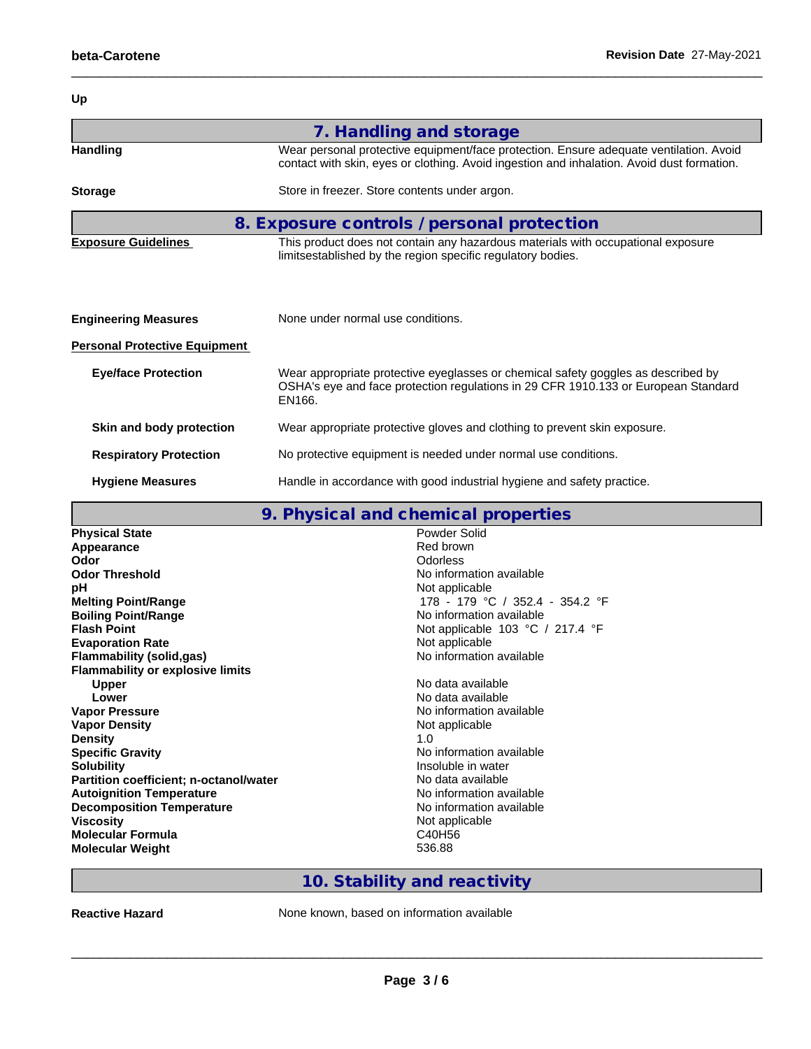Up

## 7. Handling and storage

| | |
|---|---|
| **Handling** | Wear personal protective equipment/face protection. Ensure adequate ventilation. Avoid contact with skin, eyes or clothing. Avoid ingestion and inhalation. Avoid dust formation. |
| **Storage** | Store in freezer. Store contents under argon. |

## 8. Exposure controls / personal protection

| | |
|---|---|
| **Exposure Guidelines** | This product does not contain any hazardous materials with occupational exposure limitsestablished by the region specific regulatory bodies. |
| **Engineering Measures** | None under normal use conditions. |
| **Personal Protective Equipment** | |
| **Eye/face Protection** | Wear appropriate protective eyeglasses or chemical safety goggles as described by OSHA's eye and face protection regulations in 29 CFR 1910.133 or European Standard EN166. |
| **Skin and body protection** | Wear appropriate protective gloves and clothing to prevent skin exposure. |
| **Respiratory Protection** | No protective equipment is needed under normal use conditions. |
| **Hygiene Measures** | Handle in accordance with good industrial hygiene and safety practice. |

## 9. Physical and chemical properties

| | |
|---|---|
| **Physical State** | Powder Solid |
| **Appearance** | Red brown |
| **Odor** | Odorless |
| **Odor Threshold** | No information available |
| **pH** | Not applicable |
| **Melting Point/Range** | 178 - 179 °C / 352.4 - 354.2 °F |
| **Boiling Point/Range** | No information available |
| **Flash Point** | Not applicable 103 °C / 217.4 °F |
| **Evaporation Rate** | Not applicable |
| **Flammability (solid,gas)** | No information available |
| **Flammability or explosive limits** | |
| **Upper** | No data available |
| **Lower** | No data available |
| **Vapor Pressure** | No information available |
| **Vapor Density** | Not applicable |
| **Density** | 1.0 |
| **Specific Gravity** | No information available |
| **Solubility** | Insoluble in water |
| **Partition coefficient; n-octanol/water** | No data available |
| **Autoignition Temperature** | No information available |
| **Decomposition Temperature** | No information available |
| **Viscosity** | Not applicable |
| **Molecular Formula** | $C_{40}H_{56}$ |
| **Molecular Weight** | 536.88 |

## 10. Stability and reactivity

| | |
|---|---|
| **Reactive Hazard** | None known, based on information available |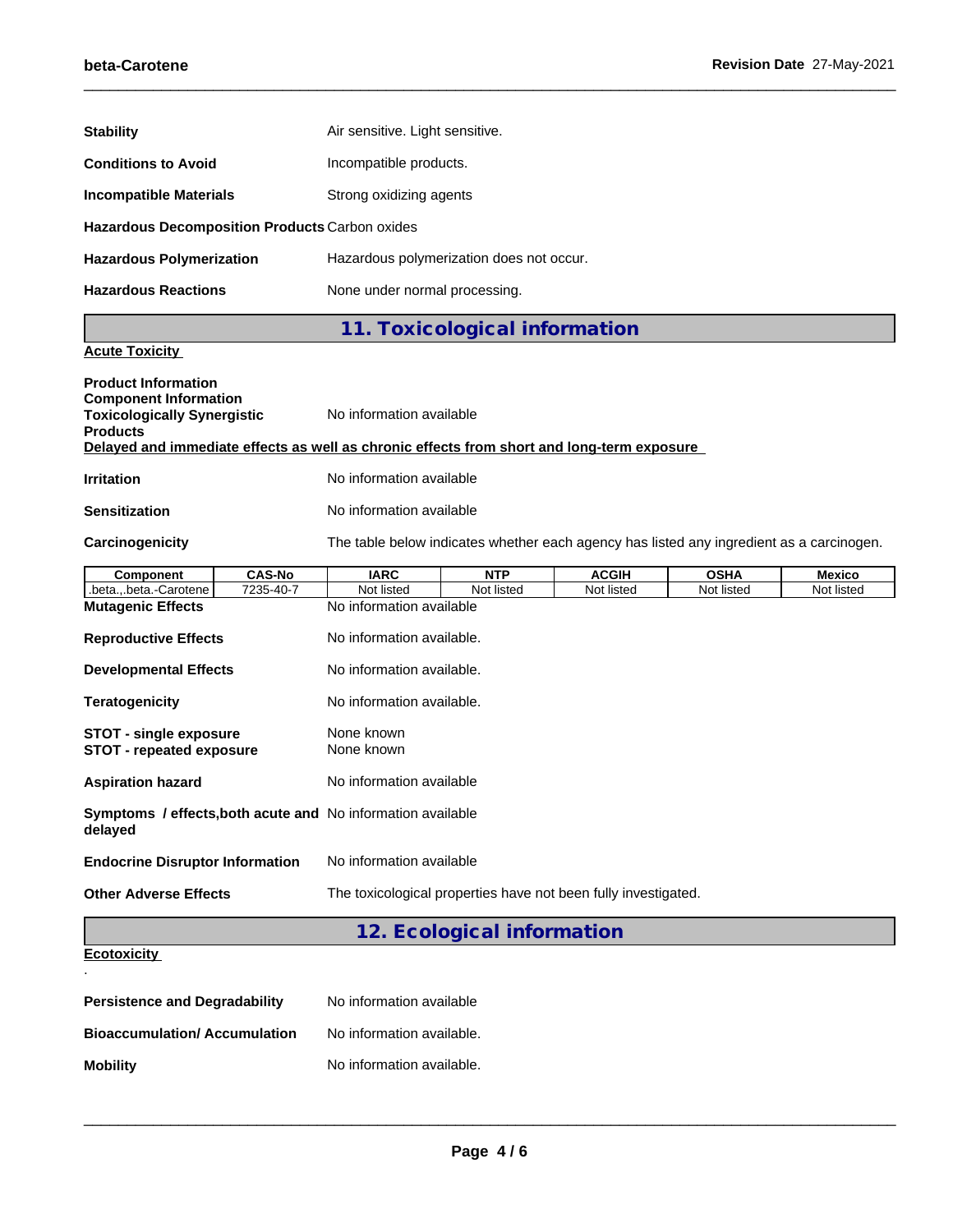**Stability** Air sensitive. Light sensitive.

**Conditions to Avoid** Incompatible products.

**Incompatible Materials** Strong oxidizing agents

**Hazardous Decomposition Products** Carbon oxides

**Hazardous Polymerization** Hazardous polymerization does not occur.

**Hazardous Reactions** None under normal processing.

## 11. Toxicological information

**Acute Toxicity**

**Product Information**
**Component Information**
**Toxicologically Synergistic Products** No information available

**Delayed and immediate effects as well as chronic effects from short and long-term exposure**

**Irritation** No information available

**Sensitization** No information available

**Carcinogenicity** The table below indicates whether each agency has listed any ingredient as a carcinogen.

| Component | CAS-No | IARC | NTP | ACGIH | OSHA | Mexico |
|---|---|---|---|---|---|---|
| .beta.,.beta.-Carotene | 7235-40-7 | Not listed | Not listed | Not listed | Not listed | Not listed |

**Mutagenic Effects** No information available

**Reproductive Effects** No information available.

**Developmental Effects** No information available.

**Teratogenicity** No information available.

**STOT - single exposure** None known
**STOT - repeated exposure** None known

**Aspiration hazard** No information available

**Symptoms / effects,both acute and delayed** No information available

**Endocrine Disruptor Information** No information available

**Other Adverse Effects** The toxicological properties have not been fully investigated.

## 12. Ecological information

**Ecotoxicity**

.

**Persistence and Degradability** No information available

**Bioaccumulation/ Accumulation** No information available.

**Mobility** No information available.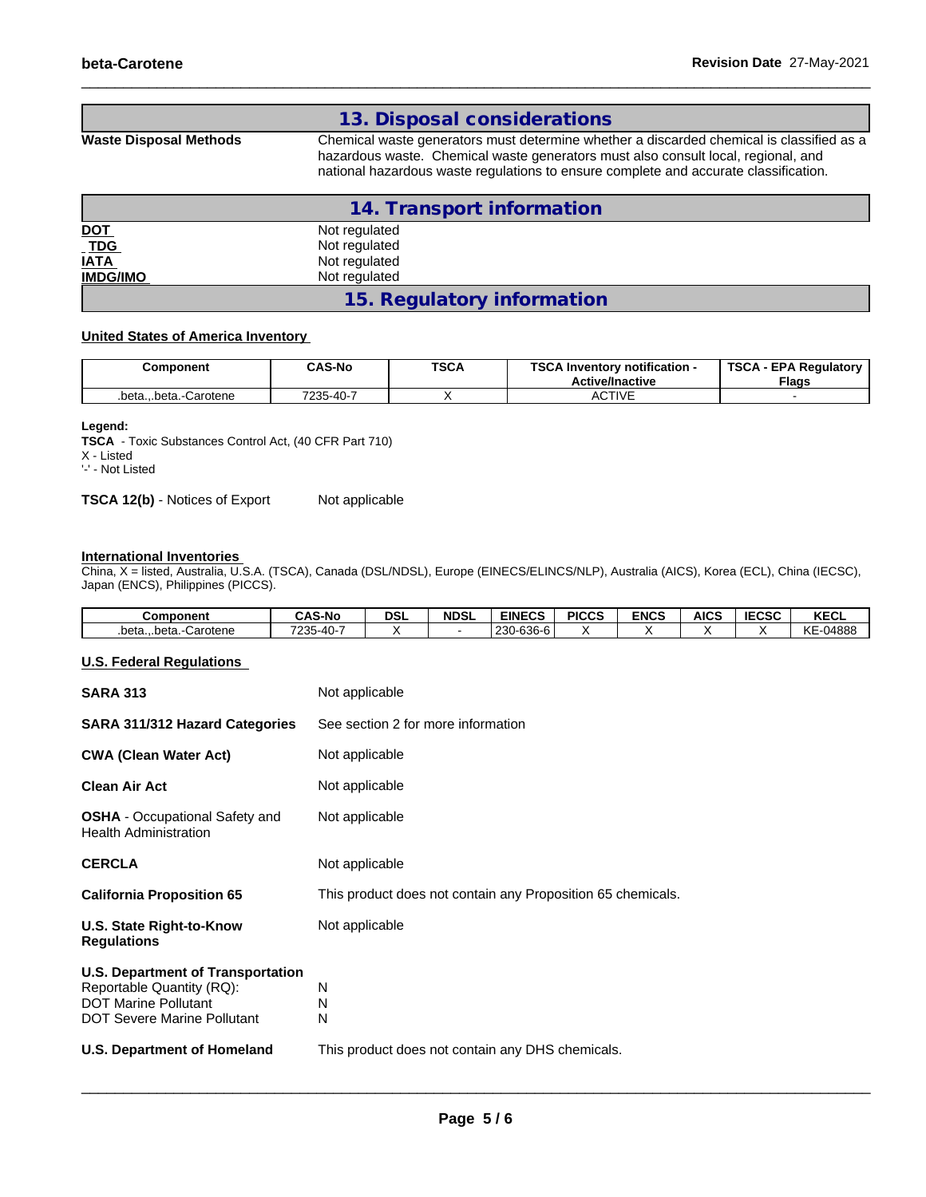## 13. Disposal considerations

**Waste Disposal Methods** Chemical waste generators must determine whether a discarded chemical is classified as a hazardous waste. Chemical waste generators must also consult local, regional, and national hazardous waste regulations to ensure complete and accurate classification.

## 14. Transport information

| | |
|---|---|
| **DOT** | Not regulated |
| **TDG** | Not regulated |
| **IATA** | Not regulated |
| **IMDG/IMO** | Not regulated |

## 15. Regulatory information

### United States of America Inventory

| Component | CAS-No | TSCA | TSCA Inventory notification - Active/Inactive | TSCA - EPA Regulatory Flags |
|---|---|---|---|---|
| .beta.,.beta.-Carotene | 7235-40-7 | X | ACTIVE | - |

**Legend:**
**TSCA** - Toxic Substances Control Act, (40 CFR Part 710)
X - Listed
'-' - Not Listed

**TSCA 12(b)** - Notices of Export Not applicable

### International Inventories

China, X = listed, Australia, U.S.A. (TSCA), Canada (DSL/NDSL), Europe (EINECS/ELINCS/NLP), Australia (AICS), Korea (ECL), China (IECSC), Japan (ENCS), Philippines (PICCS).

| Component | CAS-No | DSL | NDSL | EINECS | PICCS | ENCS | AICS | IECSC | KECL |
|---|---|---|---|---|---|---|---|---|---|
| .beta.,.beta.-Carotene | 7235-40-7 | X | - | 230-636-6 | X | X | X | X | KE-04888 |

### U.S. Federal Regulations

| | |
|---|---|
| **SARA 313** | Not applicable |
| **SARA 311/312 Hazard Categories** | See section 2 for more information |
| **CWA (Clean Water Act)** | Not applicable |
| **Clean Air Act** | Not applicable |
| **OSHA** - Occupational Safety and Health Administration | Not applicable |
| **CERCLA** | Not applicable |
| **California Proposition 65** | This product does not contain any Proposition 65 chemicals. |
| **U.S. State Right-to-Know Regulations** | Not applicable |

**U.S. Department of Transportation**

| | |
|---|---|
| Reportable Quantity (RQ): | N |
| DOT Marine Pollutant | N |
| DOT Severe Marine Pollutant | N |

**U.S. Department of Homeland** This product does not contain any DHS chemicals.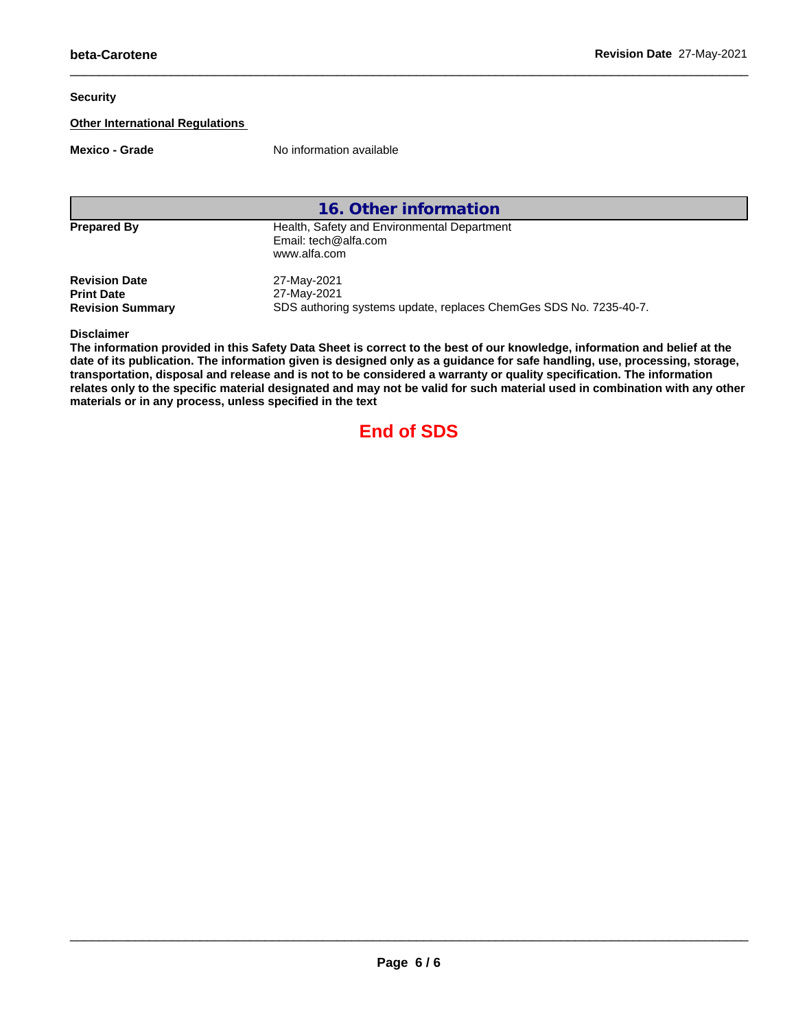**Security**

**Other International Regulations**

**Mexico - Grade** No information available

## 16. Other information

| | |
|---|---|
| **Prepared By** | Health, Safety and Environmental Department<br>Email: tech@alfa.com<br>www.alfa.com |
| **Revision Date** | 27-May-2021 |
| **Print Date** | 27-May-2021 |
| **Revision Summary** | SDS authoring systems update, replaces ChemGes SDS No. 7235-40-7. |

**Disclaimer**

**The information provided in this Safety Data Sheet is correct to the best of our knowledge, information and belief at the date of its publication. The information given is designed only as a guidance for safe handling, use, processing, storage, transportation, disposal and release and is not to be considered a warranty or quality specification. The information relates only to the specific material designated and may not be valid for such material used in combination with any other materials or in any process, unless specified in the text**

**End of SDS**